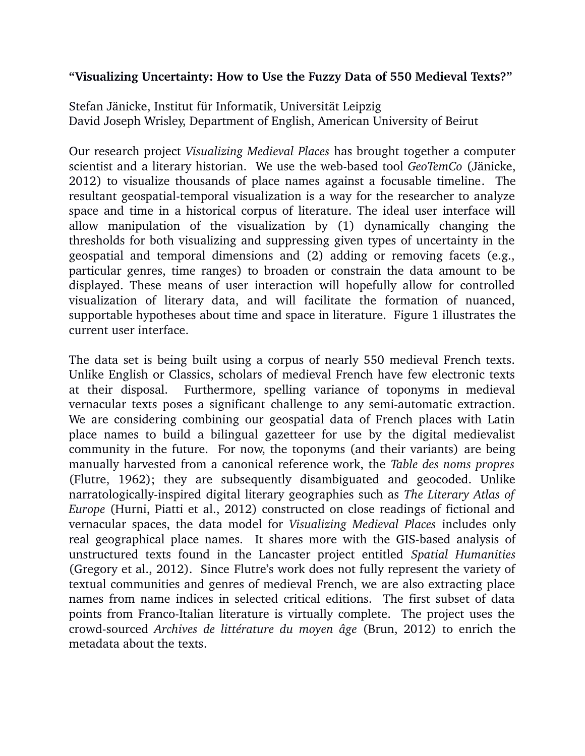**“Visualizing Uncertainty: How to Use the Fuzzy Data of 550 Medieval Texts?”**

Stefan Jänicke, Institut für Informatik, Universität Leipzig
David Joseph Wrisley, Department of English, American University of Beirut

Our research project *Visualizing Medieval Places* has brought together a computer scientist and a literary historian. We use the web-based tool *GeoTemCo* (Jänicke, 2012) to visualize thousands of place names against a focusable timeline. The resultant geospatial-temporal visualization is a way for the researcher to analyze space and time in a historical corpus of literature. The ideal user interface will allow manipulation of the visualization by (1) dynamically changing the thresholds for both visualizing and suppressing given types of uncertainty in the geospatial and temporal dimensions and (2) adding or removing facets (e.g., particular genres, time ranges) to broaden or constrain the data amount to be displayed. These means of user interaction will hopefully allow for controlled visualization of literary data, and will facilitate the formation of nuanced, supportable hypotheses about time and space in literature. Figure 1 illustrates the current user interface.

The data set is being built using a corpus of nearly 550 medieval French texts. Unlike English or Classics, scholars of medieval French have few electronic texts at their disposal. Furthermore, spelling variance of toponyms in medieval vernacular texts poses a significant challenge to any semi-automatic extraction. We are considering combining our geospatial data of French places with Latin place names to build a bilingual gazetteer for use by the digital medievalist community in the future. For now, the toponyms (and their variants) are being manually harvested from a canonical reference work, the *Table des noms propres* (Flutre, 1962); they are subsequently disambiguated and geocoded. Unlike narratologically-inspired digital literary geographies such as *The Literary Atlas of Europe* (Hurni, Piatti et al., 2012) constructed on close readings of fictional and vernacular spaces, the data model for *Visualizing Medieval Places* includes only real geographical place names. It shares more with the GIS-based analysis of unstructured texts found in the Lancaster project entitled *Spatial Humanities* (Gregory et al., 2012). Since Flutre’s work does not fully represent the variety of textual communities and genres of medieval French, we are also extracting place names from name indices in selected critical editions. The first subset of data points from Franco-Italian literature is virtually complete. The project uses the crowd-sourced *Archives de littérature du moyen âge* (Brun, 2012) to enrich the metadata about the texts.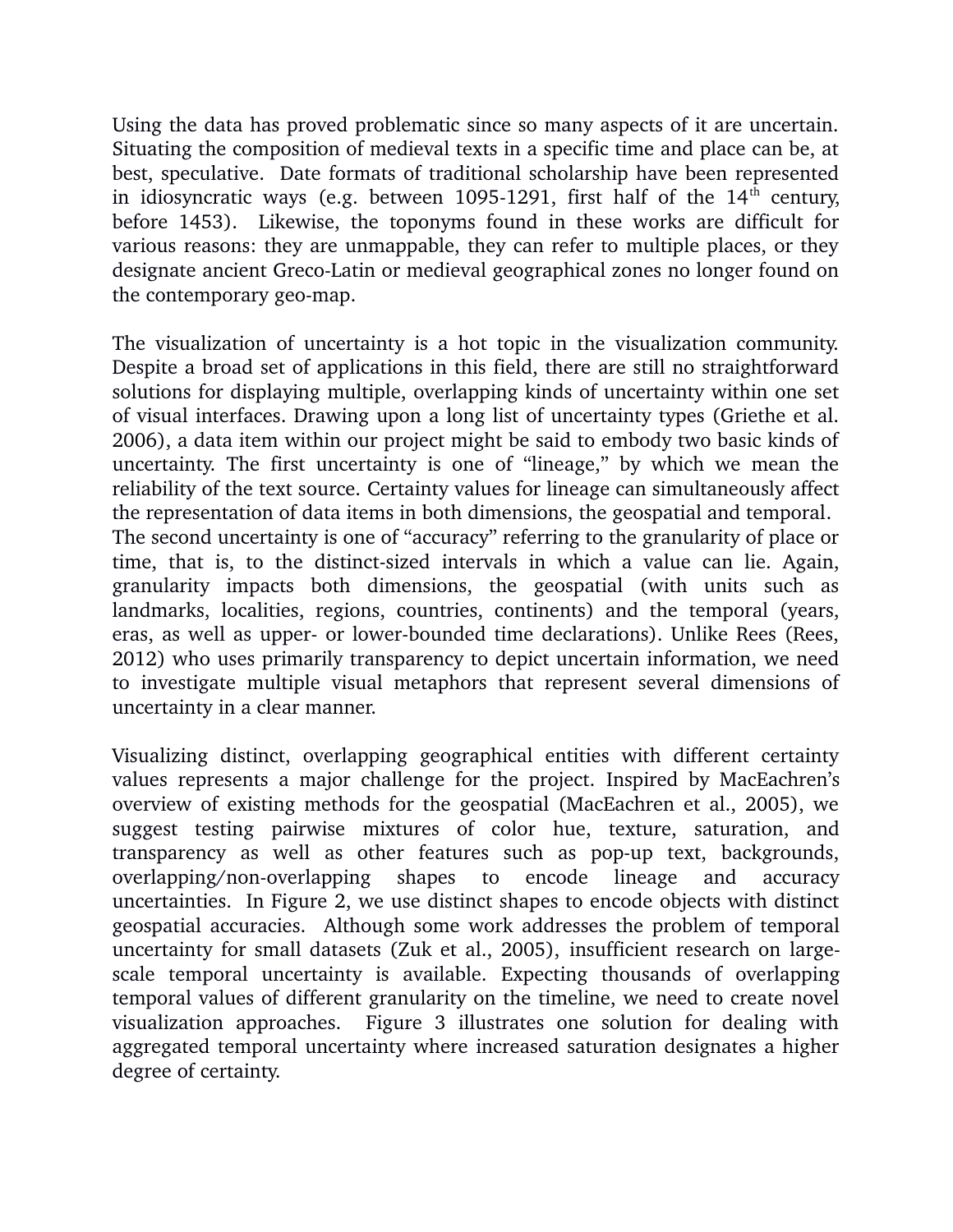Using the data has proved problematic since so many aspects of it are uncertain. Situating the composition of medieval texts in a specific time and place can be, at best, speculative. Date formats of traditional scholarship have been represented in idiosyncratic ways (e.g. between 1095-1291, first half of the 14th century, before 1453). Likewise, the toponyms found in these works are difficult for various reasons: they are unmappable, they can refer to multiple places, or they designate ancient Greco-Latin or medieval geographical zones no longer found on the contemporary geo-map.

The visualization of uncertainty is a hot topic in the visualization community. Despite a broad set of applications in this field, there are still no straightforward solutions for displaying multiple, overlapping kinds of uncertainty within one set of visual interfaces. Drawing upon a long list of uncertainty types (Griethe et al. 2006), a data item within our project might be said to embody two basic kinds of uncertainty. The first uncertainty is one of "lineage," by which we mean the reliability of the text source. Certainty values for lineage can simultaneously affect the representation of data items in both dimensions, the geospatial and temporal. The second uncertainty is one of "accuracy" referring to the granularity of place or time, that is, to the distinct-sized intervals in which a value can lie. Again, granularity impacts both dimensions, the geospatial (with units such as landmarks, localities, regions, countries, continents) and the temporal (years, eras, as well as upper- or lower-bounded time declarations). Unlike Rees (Rees, 2012) who uses primarily transparency to depict uncertain information, we need to investigate multiple visual metaphors that represent several dimensions of uncertainty in a clear manner.

Visualizing distinct, overlapping geographical entities with different certainty values represents a major challenge for the project. Inspired by MacEachren's overview of existing methods for the geospatial (MacEachren et al., 2005), we suggest testing pairwise mixtures of color hue, texture, saturation, and transparency as well as other features such as pop-up text, backgrounds, overlapping/non-overlapping shapes to encode lineage and accuracy uncertainties. In Figure 2, we use distinct shapes to encode objects with distinct geospatial accuracies. Although some work addresses the problem of temporal uncertainty for small datasets (Zuk et al., 2005), insufficient research on large-scale temporal uncertainty is available. Expecting thousands of overlapping temporal values of different granularity on the timeline, we need to create novel visualization approaches. Figure 3 illustrates one solution for dealing with aggregated temporal uncertainty where increased saturation designates a higher degree of certainty.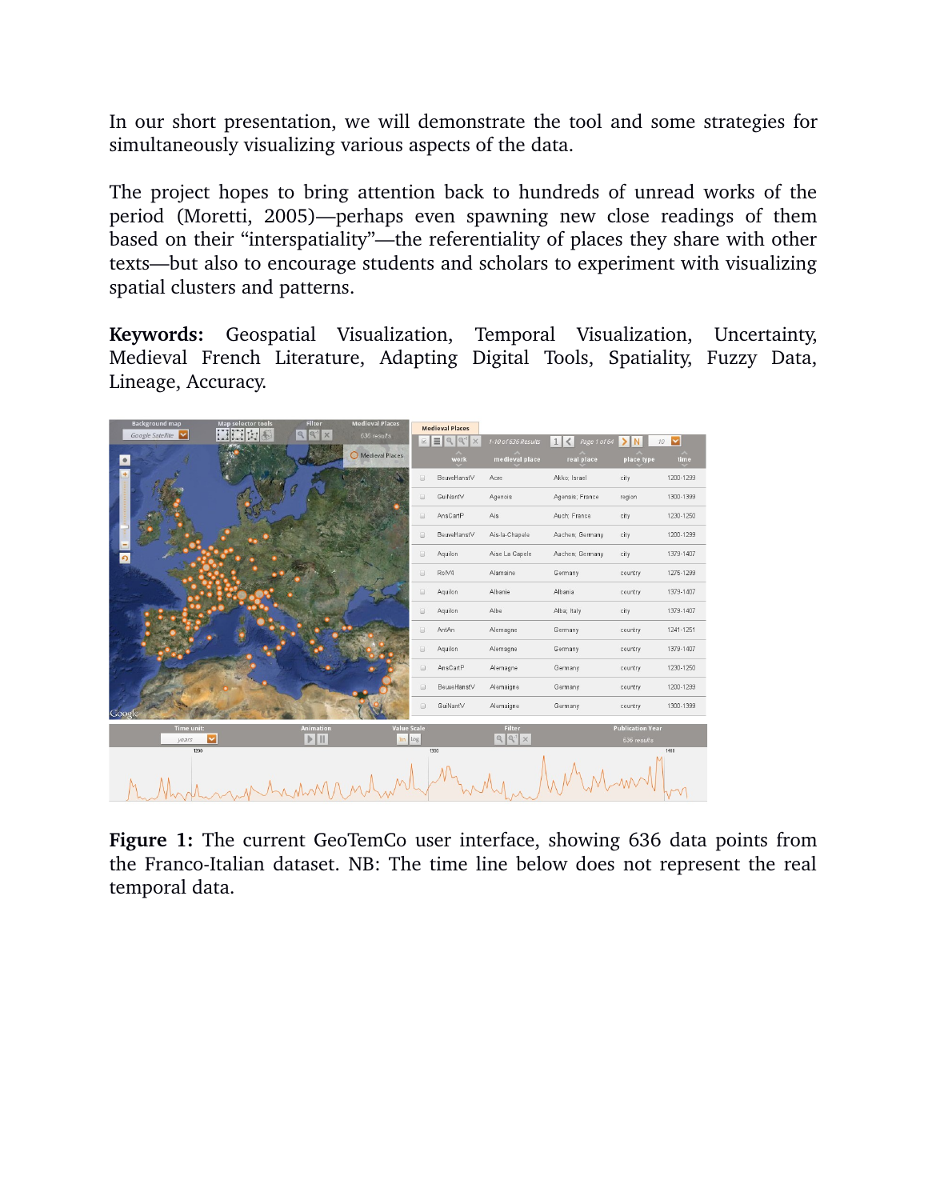In our short presentation, we will demonstrate the tool and some strategies for simultaneously visualizing various aspects of the data.

The project hopes to bring attention back to hundreds of unread works of the period (Moretti, 2005)—perhaps even spawning new close readings of them based on their "interspatiality"—the referentiality of places they share with other texts—but also to encourage students and scholars to experiment with visualizing spatial clusters and patterns.

**Keywords:** Geospatial Visualization, Temporal Visualization, Uncertainty, Medieval French Literature, Adapting Digital Tools, Spatiality, Fuzzy Data, Lineage, Accuracy.

**Figure 1:** The current GeoTemCo user interface, showing 636 data points from the Franco-Italian dataset. NB: The time line below does not represent the real temporal data.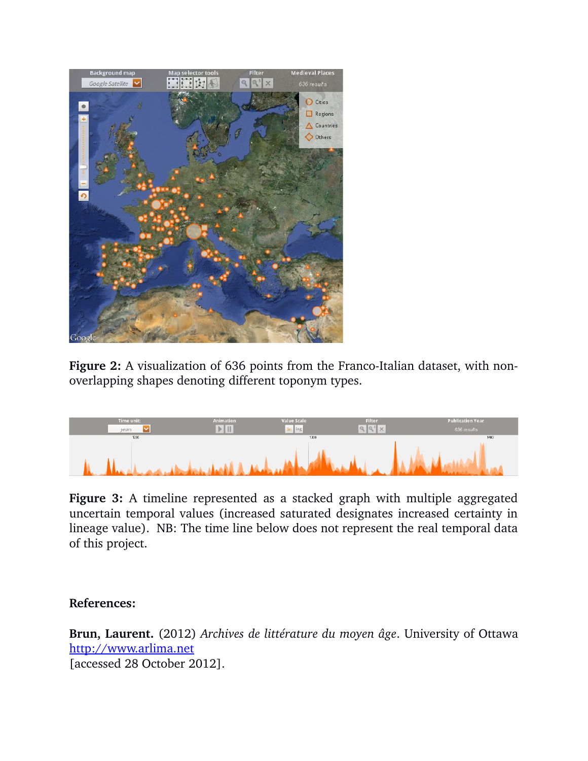**Figure 2:** A visualization of 636 points from the Franco-Italian dataset, with non-overlapping shapes denoting different toponym types.

**Figure 3:** A timeline represented as a stacked graph with multiple aggregated uncertain temporal values (increased saturated designates increased certainty in lineage value). NB: The time line below does not represent the real temporal data of this project.

**References:**

**Brun, Laurent.** (2012) *Archives de littérature du moyen âge*. University of Ottawa [http://www.arlima.net](http://www.arlima.net)
[accessed 28 October 2012].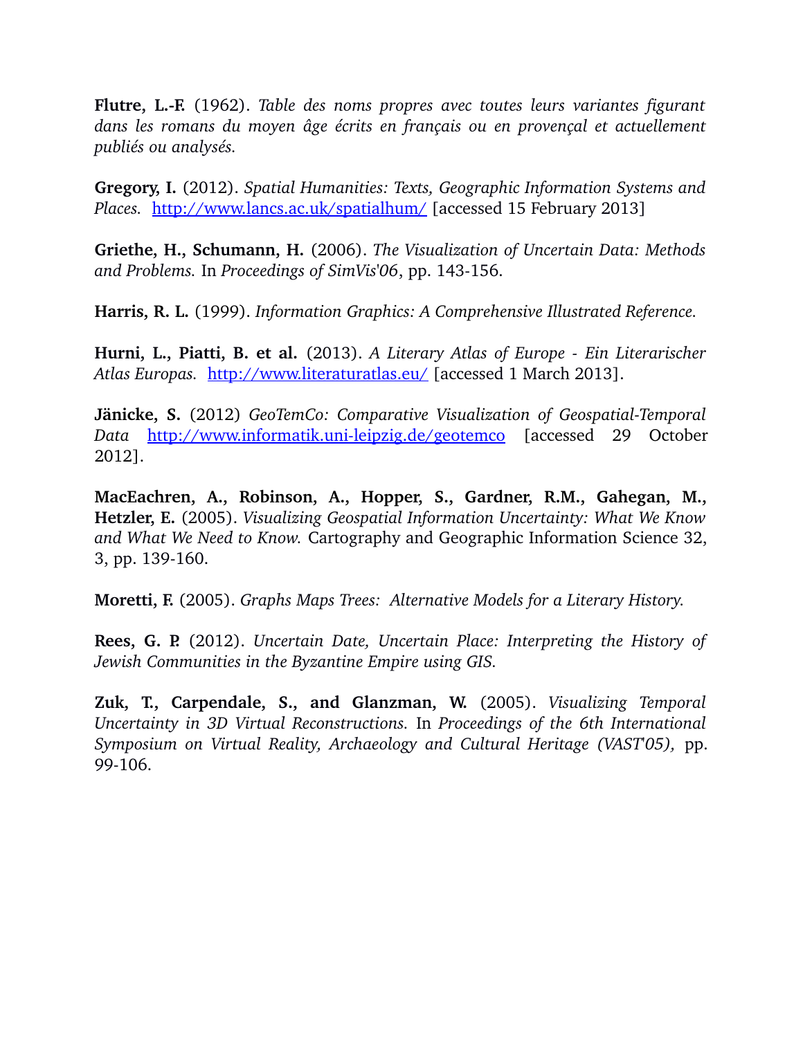**Flutre, L.-F.** (1962). *Table des noms propres avec toutes leurs variantes figurant dans les romans du moyen âge écrits en français ou en provençal et actuellement publiés ou analysés.*

**Gregory, I.** (2012). *Spatial Humanities: Texts, Geographic Information Systems and Places.* http://www.lancs.ac.uk/spatialhum/ [accessed 15 February 2013]

**Griethe, H., Schumann, H.** (2006). *The Visualization of Uncertain Data: Methods and Problems.* In *Proceedings of SimVis'06*, pp. 143-156.

**Harris, R. L.** (1999). *Information Graphics: A Comprehensive Illustrated Reference.*

**Hurni, L., Piatti, B. et al.** (2013). *A Literary Atlas of Europe - Ein Literarischer Atlas Europas.* http://www.literaturatlas.eu/ [accessed 1 March 2013].

**Jänicke, S.** (2012) *GeoTemCo: Comparative Visualization of Geospatial-Temporal Data* http://www.informatik.uni-leipzig.de/geotemco [accessed 29 October 2012].

**MacEachren, A., Robinson, A., Hopper, S., Gardner, R.M., Gahegan, M., Hetzler, E.** (2005). *Visualizing Geospatial Information Uncertainty: What We Know and What We Need to Know.* Cartography and Geographic Information Science 32, 3, pp. 139-160.

**Moretti, F.** (2005). *Graphs Maps Trees: Alternative Models for a Literary History.*

**Rees, G. P.** (2012). *Uncertain Date, Uncertain Place: Interpreting the History of Jewish Communities in the Byzantine Empire using GIS.*

**Zuk, T., Carpendale, S., and Glanzman, W.** (2005). *Visualizing Temporal Uncertainty in 3D Virtual Reconstructions.* In *Proceedings of the 6th International Symposium on Virtual Reality, Archaeology and Cultural Heritage (VAST'05),* pp. 99-106.